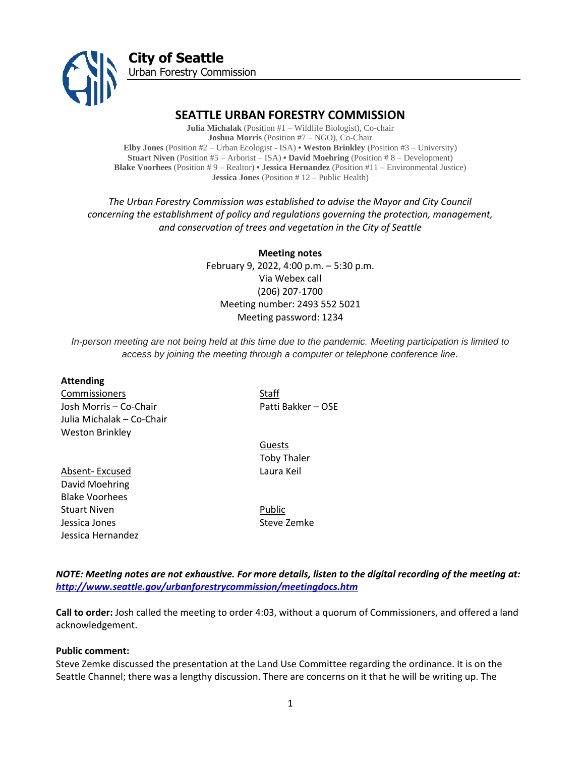**City of Seattle**
Urban Forestry Commission

# SEATTLE URBAN FORESTRY COMMISSION

**Julia Michalak** (Position #1 – Wildlife Biologist), Co-chair
**Joshua Morris** (Position #7 – NGO), Co-Chair
**Elby Jones** (Position #2 – Urban Ecologist - ISA) • **Weston Brinkley** (Position #3 – University)
**Stuart Niven** (Position #5 – Arborist – ISA) • **David Moehring** (Position # 8 – Development)
**Blake Voorhees** (Position # 9 – Realtor) • **Jessica Hernandez** (Position #11 – Environmental Justice)
**Jessica Jones** (Position # 12 – Public Health)

*The Urban Forestry Commission was established to advise the Mayor and City Council concerning the establishment of policy and regulations governing the protection, management, and conservation of trees and vegetation in the City of Seattle*

**Meeting notes**
February 9, 2022, 4:00 p.m. – 5:30 p.m.
Via Webex call
(206) 207-1700
Meeting number: 2493 552 5021
Meeting password: 1234

*In-person meeting are not being held at this time due to the pandemic. Meeting participation is limited to access by joining the meeting through a computer or telephone conference line.*

**Attending**

Commissioners
Josh Morris – Co-Chair
Julia Michalak – Co-Chair
Weston Brinkley

Absent- Excused
David Moehring
Blake Voorhees
Stuart Niven
Jessica Jones
Jessica Hernandez

Staff
Patti Bakker – OSE

Guests
Toby Thaler
Laura Keil

Public
Steve Zemke

***NOTE: Meeting notes are not exhaustive. For more details, listen to the digital recording of the meeting at: http://www.seattle.gov/urbanforestrycommission/meetingdocs.htm***

**Call to order:** Josh called the meeting to order 4:03, without a quorum of Commissioners, and offered a land acknowledgement.

**Public comment:**
Steve Zemke discussed the presentation at the Land Use Committee regarding the ordinance. It is on the Seattle Channel; there was a lengthy discussion. There are concerns on it that he will be writing up. The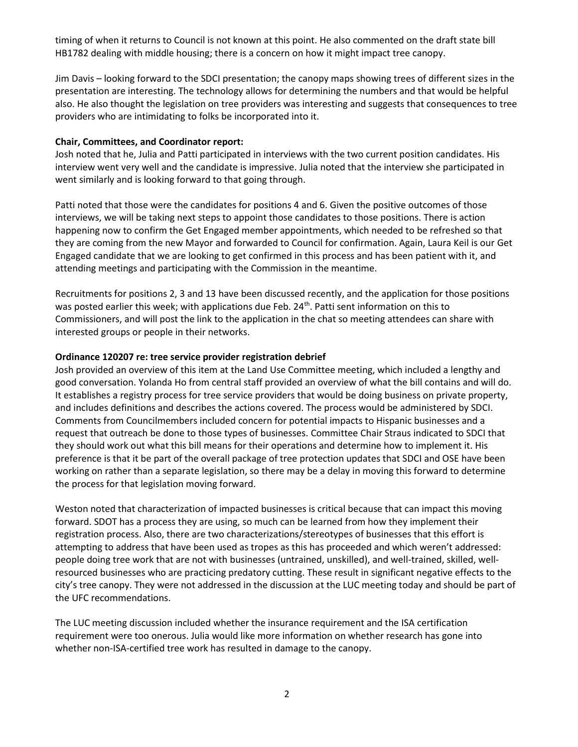timing of when it returns to Council is not known at this point. He also commented on the draft state bill HB1782 dealing with middle housing; there is a concern on how it might impact tree canopy.

Jim Davis – looking forward to the SDCI presentation; the canopy maps showing trees of different sizes in the presentation are interesting. The technology allows for determining the numbers and that would be helpful also. He also thought the legislation on tree providers was interesting and suggests that consequences to tree providers who are intimidating to folks be incorporated into it.

**Chair, Committees, and Coordinator report:**

Josh noted that he, Julia and Patti participated in interviews with the two current position candidates. His interview went very well and the candidate is impressive. Julia noted that the interview she participated in went similarly and is looking forward to that going through.

Patti noted that those were the candidates for positions 4 and 6. Given the positive outcomes of those interviews, we will be taking next steps to appoint those candidates to those positions. There is action happening now to confirm the Get Engaged member appointments, which needed to be refreshed so that they are coming from the new Mayor and forwarded to Council for confirmation. Again, Laura Keil is our Get Engaged candidate that we are looking to get confirmed in this process and has been patient with it, and attending meetings and participating with the Commission in the meantime.

Recruitments for positions 2, 3 and 13 have been discussed recently, and the application for those positions was posted earlier this week; with applications due Feb. 24th. Patti sent information on this to Commissioners, and will post the link to the application in the chat so meeting attendees can share with interested groups or people in their networks.

**Ordinance 120207 re: tree service provider registration debrief**

Josh provided an overview of this item at the Land Use Committee meeting, which included a lengthy and good conversation. Yolanda Ho from central staff provided an overview of what the bill contains and will do. It establishes a registry process for tree service providers that would be doing business on private property, and includes definitions and describes the actions covered. The process would be administered by SDCI. Comments from Councilmembers included concern for potential impacts to Hispanic businesses and a request that outreach be done to those types of businesses. Committee Chair Straus indicated to SDCI that they should work out what this bill means for their operations and determine how to implement it. His preference is that it be part of the overall package of tree protection updates that SDCI and OSE have been working on rather than a separate legislation, so there may be a delay in moving this forward to determine the process for that legislation moving forward.

Weston noted that characterization of impacted businesses is critical because that can impact this moving forward. SDOT has a process they are using, so much can be learned from how they implement their registration process. Also, there are two characterizations/stereotypes of businesses that this effort is attempting to address that have been used as tropes as this has proceeded and which weren't addressed: people doing tree work that are not with businesses (untrained, unskilled), and well-trained, skilled, well-resourced businesses who are practicing predatory cutting. These result in significant negative effects to the city's tree canopy. They were not addressed in the discussion at the LUC meeting today and should be part of the UFC recommendations.

The LUC meeting discussion included whether the insurance requirement and the ISA certification requirement were too onerous. Julia would like more information on whether research has gone into whether non-ISA-certified tree work has resulted in damage to the canopy.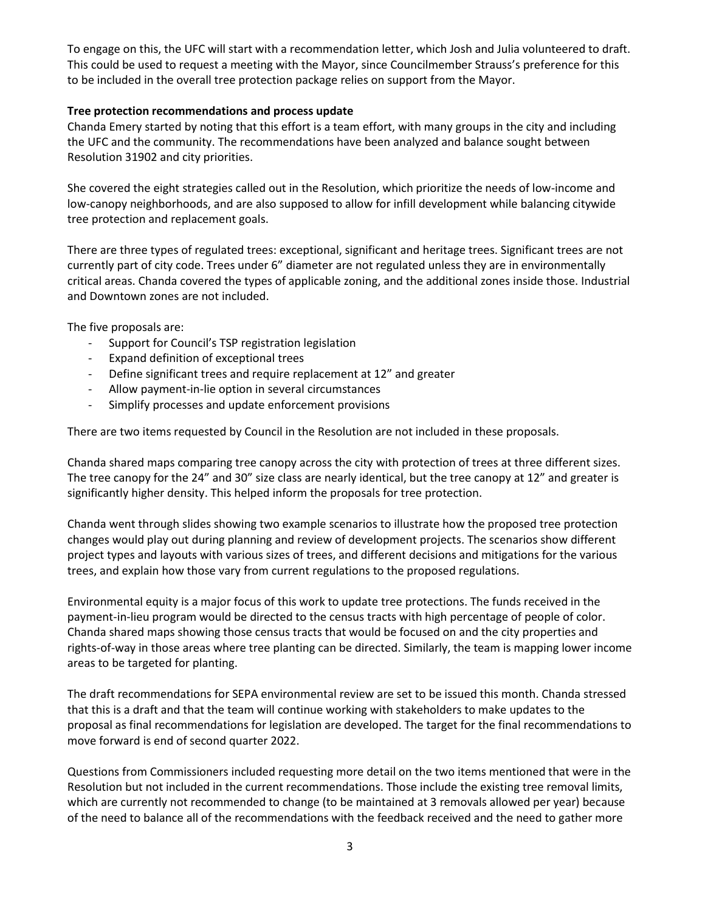To engage on this, the UFC will start with a recommendation letter, which Josh and Julia volunteered to draft. This could be used to request a meeting with the Mayor, since Councilmember Strauss's preference for this to be included in the overall tree protection package relies on support from the Mayor.

**Tree protection recommendations and process update**

Chanda Emery started by noting that this effort is a team effort, with many groups in the city and including the UFC and the community. The recommendations have been analyzed and balance sought between Resolution 31902 and city priorities.

She covered the eight strategies called out in the Resolution, which prioritize the needs of low-income and low-canopy neighborhoods, and are also supposed to allow for infill development while balancing citywide tree protection and replacement goals.

There are three types of regulated trees: exceptional, significant and heritage trees. Significant trees are not currently part of city code. Trees under 6" diameter are not regulated unless they are in environmentally critical areas. Chanda covered the types of applicable zoning, and the additional zones inside those. Industrial and Downtown zones are not included.

The five proposals are:

- Support for Council's TSP registration legislation
- Expand definition of exceptional trees
- Define significant trees and require replacement at 12" and greater
- Allow payment-in-lie option in several circumstances
- Simplify processes and update enforcement provisions

There are two items requested by Council in the Resolution are not included in these proposals.

Chanda shared maps comparing tree canopy across the city with protection of trees at three different sizes. The tree canopy for the 24" and 30" size class are nearly identical, but the tree canopy at 12" and greater is significantly higher density. This helped inform the proposals for tree protection.

Chanda went through slides showing two example scenarios to illustrate how the proposed tree protection changes would play out during planning and review of development projects. The scenarios show different project types and layouts with various sizes of trees, and different decisions and mitigations for the various trees, and explain how those vary from current regulations to the proposed regulations.

Environmental equity is a major focus of this work to update tree protections. The funds received in the payment-in-lieu program would be directed to the census tracts with high percentage of people of color. Chanda shared maps showing those census tracts that would be focused on and the city properties and rights-of-way in those areas where tree planting can be directed. Similarly, the team is mapping lower income areas to be targeted for planting.

The draft recommendations for SEPA environmental review are set to be issued this month. Chanda stressed that this is a draft and that the team will continue working with stakeholders to make updates to the proposal as final recommendations for legislation are developed. The target for the final recommendations to move forward is end of second quarter 2022.

Questions from Commissioners included requesting more detail on the two items mentioned that were in the Resolution but not included in the current recommendations. Those include the existing tree removal limits, which are currently not recommended to change (to be maintained at 3 removals allowed per year) because of the need to balance all of the recommendations with the feedback received and the need to gather more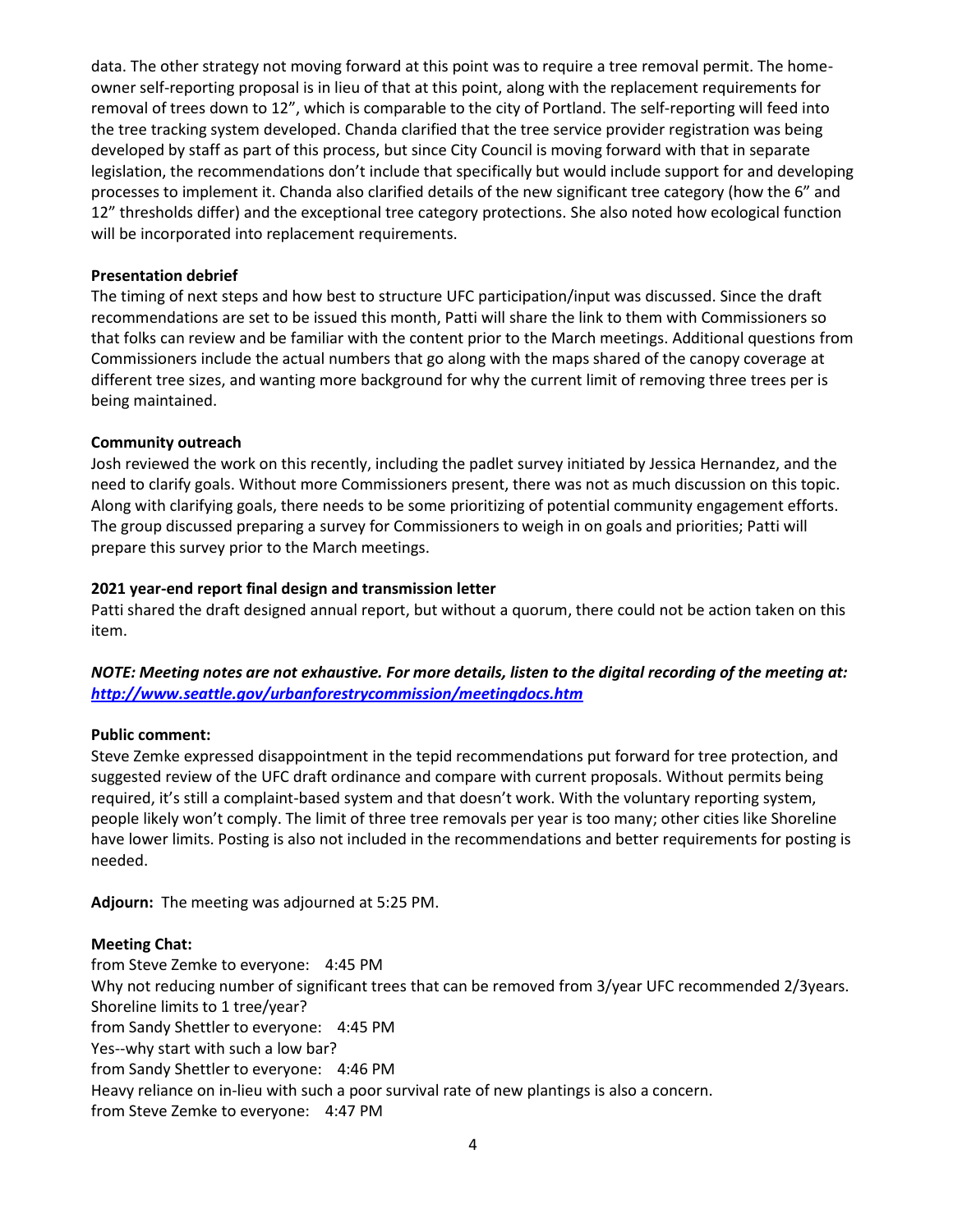data. The other strategy not moving forward at this point was to require a tree removal permit. The home-owner self-reporting proposal is in lieu of that at this point, along with the replacement requirements for removal of trees down to 12", which is comparable to the city of Portland. The self-reporting will feed into the tree tracking system developed. Chanda clarified that the tree service provider registration was being developed by staff as part of this process, but since City Council is moving forward with that in separate legislation, the recommendations don't include that specifically but would include support for and developing processes to implement it. Chanda also clarified details of the new significant tree category (how the 6" and 12" thresholds differ) and the exceptional tree category protections. She also noted how ecological function will be incorporated into replacement requirements.

**Presentation debrief**
The timing of next steps and how best to structure UFC participation/input was discussed. Since the draft recommendations are set to be issued this month, Patti will share the link to them with Commissioners so that folks can review and be familiar with the content prior to the March meetings. Additional questions from Commissioners include the actual numbers that go along with the maps shared of the canopy coverage at different tree sizes, and wanting more background for why the current limit of removing three trees per is being maintained.

**Community outreach**
Josh reviewed the work on this recently, including the padlet survey initiated by Jessica Hernandez, and the need to clarify goals. Without more Commissioners present, there was not as much discussion on this topic. Along with clarifying goals, there needs to be some prioritizing of potential community engagement efforts. The group discussed preparing a survey for Commissioners to weigh in on goals and priorities; Patti will prepare this survey prior to the March meetings.

**2021 year-end report final design and transmission letter**
Patti shared the draft designed annual report, but without a quorum, there could not be action taken on this item.

***NOTE: Meeting notes are not exhaustive. For more details, listen to the digital recording of the meeting at: http://www.seattle.gov/urbanforestrycommission/meetingdocs.htm***

**Public comment:**
Steve Zemke expressed disappointment in the tepid recommendations put forward for tree protection, and suggested review of the UFC draft ordinance and compare with current proposals. Without permits being required, it's still a complaint-based system and that doesn't work. With the voluntary reporting system, people likely won't comply. The limit of three tree removals per year is too many; other cities like Shoreline have lower limits. Posting is also not included in the recommendations and better requirements for posting is needed.

**Adjourn:** The meeting was adjourned at 5:25 PM.

**Meeting Chat:**
from Steve Zemke to everyone: 4:45 PM
Why not reducing number of significant trees that can be removed from 3/year UFC recommended 2/3years. Shoreline limits to 1 tree/year?
from Sandy Shettler to everyone: 4:45 PM
Yes--why start with such a low bar?
from Sandy Shettler to everyone: 4:46 PM
Heavy reliance on in-lieu with such a poor survival rate of new plantings is also a concern.
from Steve Zemke to everyone: 4:47 PM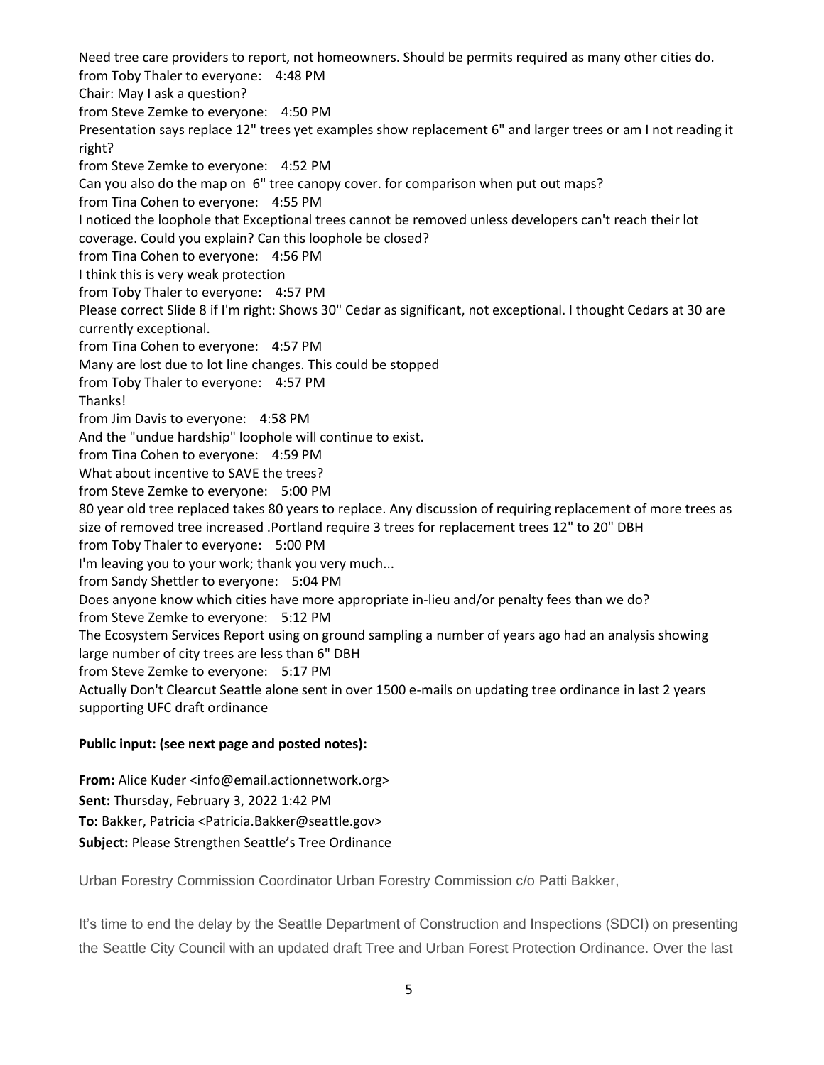Need tree care providers to report, not homeowners. Should be permits required as many other cities do.
from Toby Thaler to everyone: 4:48 PM
Chair: May I ask a question?
from Steve Zemke to everyone: 4:50 PM
Presentation says replace 12" trees yet examples show replacement 6" and larger trees or am I not reading it right?
from Steve Zemke to everyone: 4:52 PM
Can you also do the map on 6" tree canopy cover. for comparison when put out maps?
from Tina Cohen to everyone: 4:55 PM
I noticed the loophole that Exceptional trees cannot be removed unless developers can't reach their lot coverage. Could you explain? Can this loophole be closed?
from Tina Cohen to everyone: 4:56 PM
I think this is very weak protection
from Toby Thaler to everyone: 4:57 PM
Please correct Slide 8 if I'm right: Shows 30" Cedar as significant, not exceptional. I thought Cedars at 30 are currently exceptional.
from Tina Cohen to everyone: 4:57 PM
Many are lost due to lot line changes. This could be stopped
from Toby Thaler to everyone: 4:57 PM
Thanks!
from Jim Davis to everyone: 4:58 PM
And the "undue hardship" loophole will continue to exist.
from Tina Cohen to everyone: 4:59 PM
What about incentive to SAVE the trees?
from Steve Zemke to everyone: 5:00 PM
80 year old tree replaced takes 80 years to replace. Any discussion of requiring replacement of more trees as size of removed tree increased .Portland require 3 trees for replacement trees 12" to 20" DBH
from Toby Thaler to everyone: 5:00 PM
I'm leaving you to your work; thank you very much...
from Sandy Shettler to everyone: 5:04 PM
Does anyone know which cities have more appropriate in-lieu and/or penalty fees than we do?
from Steve Zemke to everyone: 5:12 PM
The Ecosystem Services Report using on ground sampling a number of years ago had an analysis showing large number of city trees are less than 6" DBH
from Steve Zemke to everyone: 5:17 PM
Actually Don't Clearcut Seattle alone sent in over 1500 e-mails on updating tree ordinance in last 2 years supporting UFC draft ordinance

**Public input: (see next page and posted notes):**

**From:** Alice Kuder <info@email.actionnetwork.org>
**Sent:** Thursday, February 3, 2022 1:42 PM
**To:** Bakker, Patricia <Patricia.Bakker@seattle.gov>
**Subject:** Please Strengthen Seattle's Tree Ordinance

Urban Forestry Commission Coordinator Urban Forestry Commission c/o Patti Bakker,

It's time to end the delay by the Seattle Department of Construction and Inspections (SDCI) on presenting the Seattle City Council with an updated draft Tree and Urban Forest Protection Ordinance. Over the last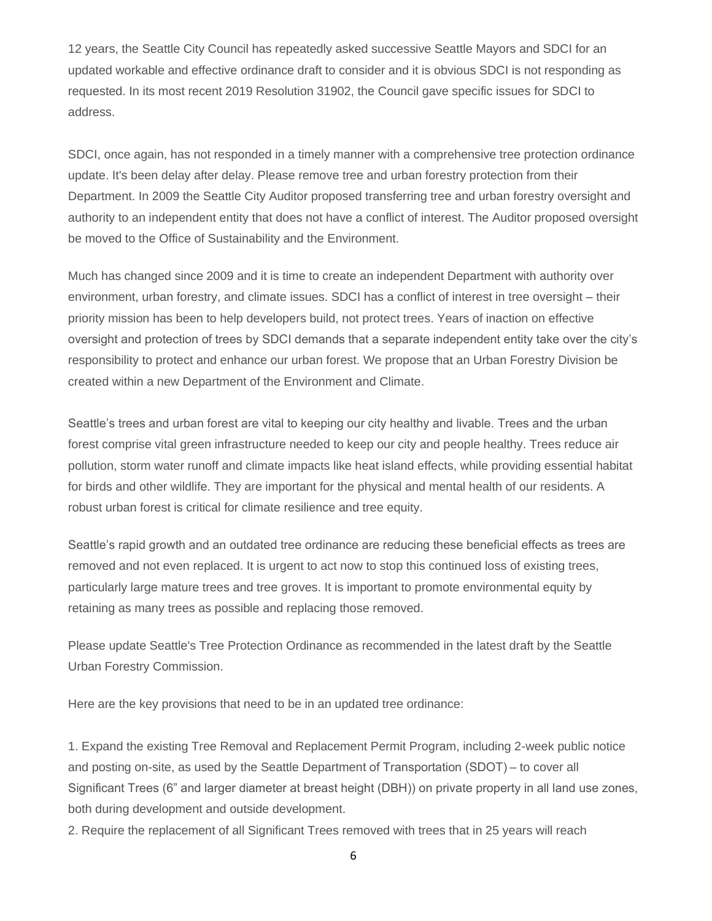12 years, the Seattle City Council has repeatedly asked successive Seattle Mayors and SDCI for an updated workable and effective ordinance draft to consider and it is obvious SDCI is not responding as requested. In its most recent 2019 Resolution 31902, the Council gave specific issues for SDCI to address.

SDCI, once again, has not responded in a timely manner with a comprehensive tree protection ordinance update. It's been delay after delay. Please remove tree and urban forestry protection from their Department. In 2009 the Seattle City Auditor proposed transferring tree and urban forestry oversight and authority to an independent entity that does not have a conflict of interest. The Auditor proposed oversight be moved to the Office of Sustainability and the Environment.

Much has changed since 2009 and it is time to create an independent Department with authority over environment, urban forestry, and climate issues. SDCI has a conflict of interest in tree oversight – their priority mission has been to help developers build, not protect trees. Years of inaction on effective oversight and protection of trees by SDCI demands that a separate independent entity take over the city's responsibility to protect and enhance our urban forest. We propose that an Urban Forestry Division be created within a new Department of the Environment and Climate.

Seattle's trees and urban forest are vital to keeping our city healthy and livable. Trees and the urban forest comprise vital green infrastructure needed to keep our city and people healthy. Trees reduce air pollution, storm water runoff and climate impacts like heat island effects, while providing essential habitat for birds and other wildlife. They are important for the physical and mental health of our residents. A robust urban forest is critical for climate resilience and tree equity.

Seattle's rapid growth and an outdated tree ordinance are reducing these beneficial effects as trees are removed and not even replaced. It is urgent to act now to stop this continued loss of existing trees, particularly large mature trees and tree groves. It is important to promote environmental equity by retaining as many trees as possible and replacing those removed.

Please update Seattle's Tree Protection Ordinance as recommended in the latest draft by the Seattle Urban Forestry Commission.

Here are the key provisions that need to be in an updated tree ordinance:

1. Expand the existing Tree Removal and Replacement Permit Program, including 2-week public notice and posting on-site, as used by the Seattle Department of Transportation (SDOT) – to cover all Significant Trees (6" and larger diameter at breast height (DBH)) on private property in all land use zones, both during development and outside development.
2. Require the replacement of all Significant Trees removed with trees that in 25 years will reach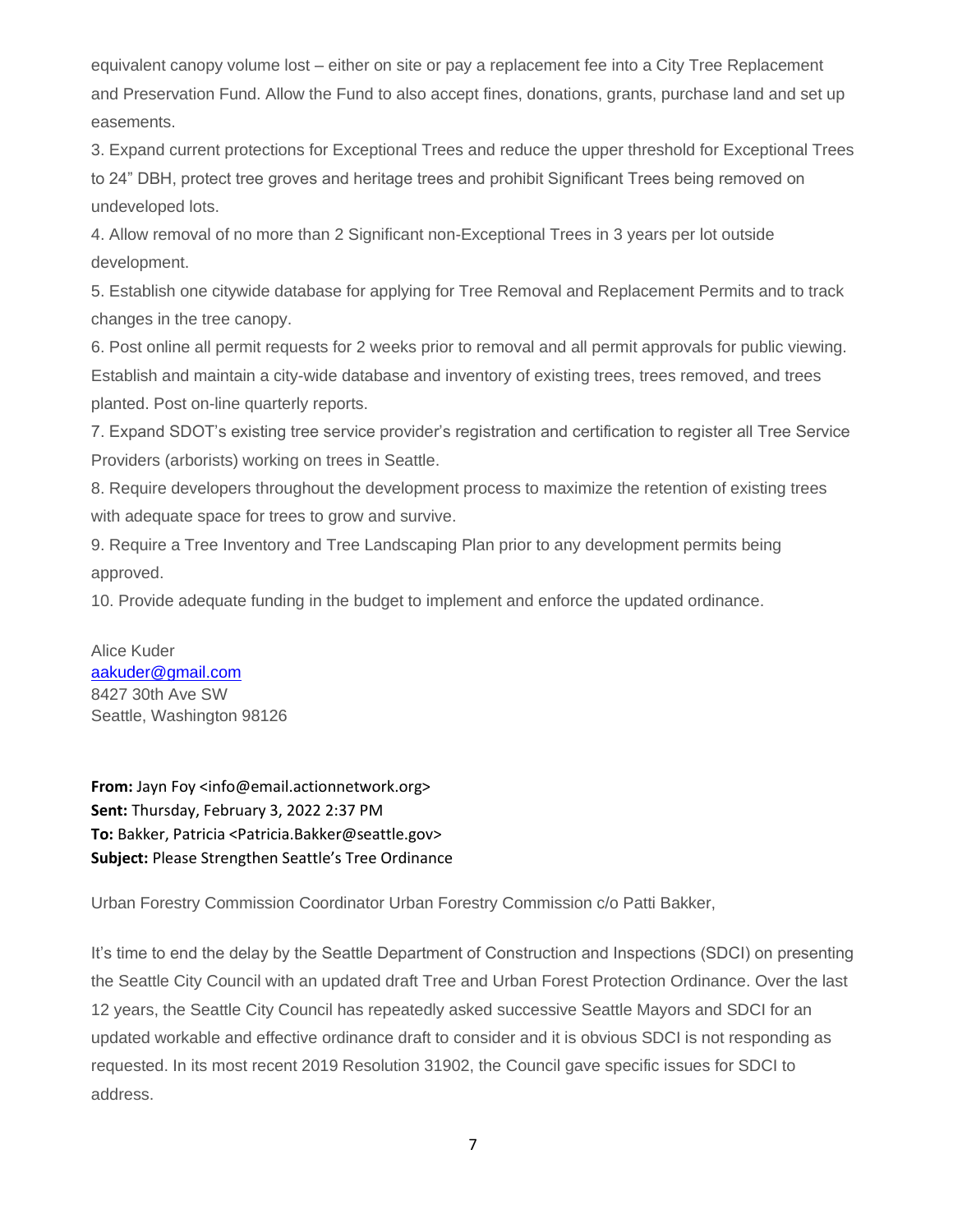equivalent canopy volume lost – either on site or pay a replacement fee into a City Tree Replacement and Preservation Fund. Allow the Fund to also accept fines, donations, grants, purchase land and set up easements.

3. Expand current protections for Exceptional Trees and reduce the upper threshold for Exceptional Trees to 24" DBH, protect tree groves and heritage trees and prohibit Significant Trees being removed on undeveloped lots.
4. Allow removal of no more than 2 Significant non-Exceptional Trees in 3 years per lot outside development.
5. Establish one citywide database for applying for Tree Removal and Replacement Permits and to track changes in the tree canopy.
6. Post online all permit requests for 2 weeks prior to removal and all permit approvals for public viewing. Establish and maintain a city-wide database and inventory of existing trees, trees removed, and trees planted. Post on-line quarterly reports.
7. Expand SDOT's existing tree service provider's registration and certification to register all Tree Service Providers (arborists) working on trees in Seattle.
8. Require developers throughout the development process to maximize the retention of existing trees with adequate space for trees to grow and survive.
9. Require a Tree Inventory and Tree Landscaping Plan prior to any development permits being approved.
10. Provide adequate funding in the budget to implement and enforce the updated ordinance.

Alice Kuder
aakuder@gmail.com
8427 30th Ave SW
Seattle, Washington 98126

**From:** Jayn Foy <info@email.actionnetwork.org>
**Sent:** Thursday, February 3, 2022 2:37 PM
**To:** Bakker, Patricia <Patricia.Bakker@seattle.gov>
**Subject:** Please Strengthen Seattle's Tree Ordinance

Urban Forestry Commission Coordinator Urban Forestry Commission c/o Patti Bakker,

It's time to end the delay by the Seattle Department of Construction and Inspections (SDCI) on presenting the Seattle City Council with an updated draft Tree and Urban Forest Protection Ordinance. Over the last 12 years, the Seattle City Council has repeatedly asked successive Seattle Mayors and SDCI for an updated workable and effective ordinance draft to consider and it is obvious SDCI is not responding as requested. In its most recent 2019 Resolution 31902, the Council gave specific issues for SDCI to address.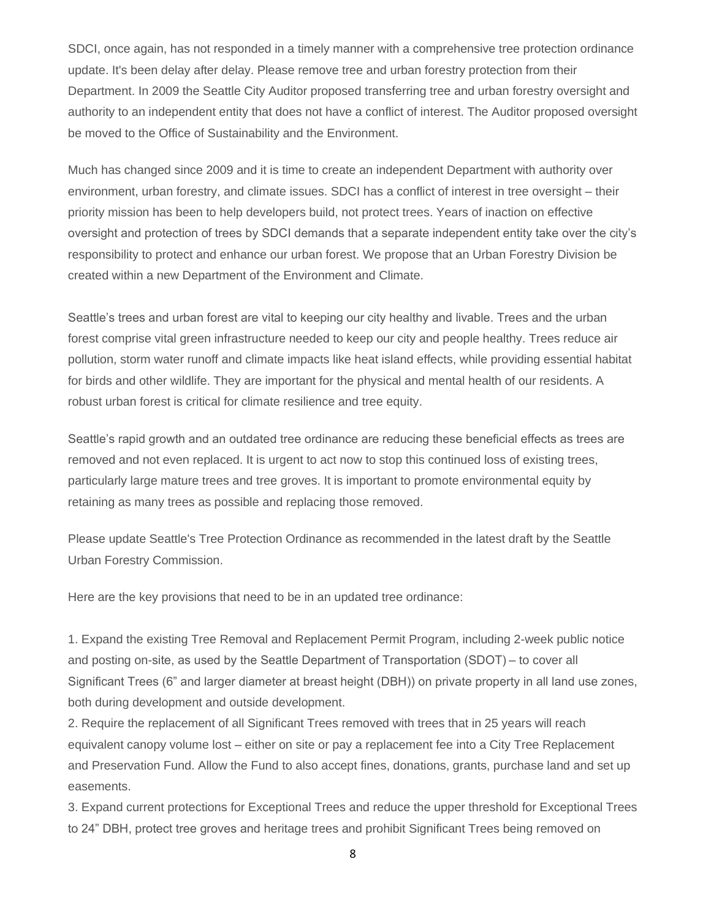SDCI, once again, has not responded in a timely manner with a comprehensive tree protection ordinance update. It's been delay after delay. Please remove tree and urban forestry protection from their Department. In 2009 the Seattle City Auditor proposed transferring tree and urban forestry oversight and authority to an independent entity that does not have a conflict of interest. The Auditor proposed oversight be moved to the Office of Sustainability and the Environment.

Much has changed since 2009 and it is time to create an independent Department with authority over environment, urban forestry, and climate issues. SDCI has a conflict of interest in tree oversight – their priority mission has been to help developers build, not protect trees. Years of inaction on effective oversight and protection of trees by SDCI demands that a separate independent entity take over the city's responsibility to protect and enhance our urban forest. We propose that an Urban Forestry Division be created within a new Department of the Environment and Climate.

Seattle's trees and urban forest are vital to keeping our city healthy and livable. Trees and the urban forest comprise vital green infrastructure needed to keep our city and people healthy. Trees reduce air pollution, storm water runoff and climate impacts like heat island effects, while providing essential habitat for birds and other wildlife. They are important for the physical and mental health of our residents. A robust urban forest is critical for climate resilience and tree equity.

Seattle's rapid growth and an outdated tree ordinance are reducing these beneficial effects as trees are removed and not even replaced. It is urgent to act now to stop this continued loss of existing trees, particularly large mature trees and tree groves. It is important to promote environmental equity by retaining as many trees as possible and replacing those removed.

Please update Seattle's Tree Protection Ordinance as recommended in the latest draft by the Seattle Urban Forestry Commission.

Here are the key provisions that need to be in an updated tree ordinance:

1. Expand the existing Tree Removal and Replacement Permit Program, including 2-week public notice and posting on-site, as used by the Seattle Department of Transportation (SDOT) – to cover all Significant Trees (6" and larger diameter at breast height (DBH)) on private property in all land use zones, both during development and outside development.
2. Require the replacement of all Significant Trees removed with trees that in 25 years will reach equivalent canopy volume lost – either on site or pay a replacement fee into a City Tree Replacement and Preservation Fund. Allow the Fund to also accept fines, donations, grants, purchase land and set up easements.
3. Expand current protections for Exceptional Trees and reduce the upper threshold for Exceptional Trees to 24" DBH, protect tree groves and heritage trees and prohibit Significant Trees being removed on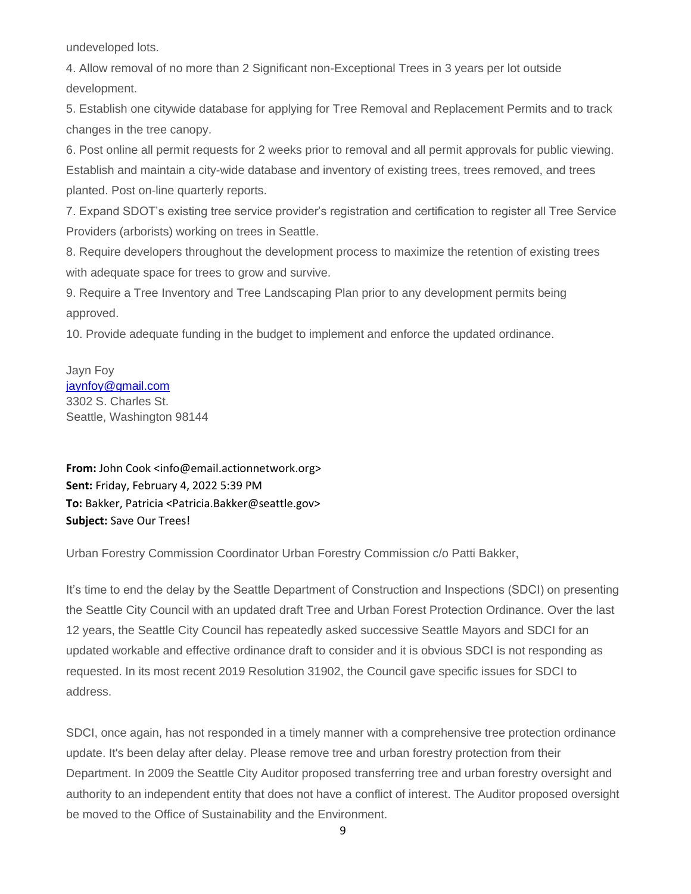undeveloped lots.

4. Allow removal of no more than 2 Significant non-Exceptional Trees in 3 years per lot outside development.

5. Establish one citywide database for applying for Tree Removal and Replacement Permits and to track changes in the tree canopy.

6. Post online all permit requests for 2 weeks prior to removal and all permit approvals for public viewing. Establish and maintain a city-wide database and inventory of existing trees, trees removed, and trees planted. Post on-line quarterly reports.

7. Expand SDOT's existing tree service provider's registration and certification to register all Tree Service Providers (arborists) working on trees in Seattle.

8. Require developers throughout the development process to maximize the retention of existing trees with adequate space for trees to grow and survive.

9. Require a Tree Inventory and Tree Landscaping Plan prior to any development permits being approved.

10. Provide adequate funding in the budget to implement and enforce the updated ordinance.

Jayn Foy
jaynfoy@gmail.com
3302 S. Charles St.
Seattle, Washington 98144

**From:** John Cook <info@email.actionnetwork.org>
**Sent:** Friday, February 4, 2022 5:39 PM
**To:** Bakker, Patricia <Patricia.Bakker@seattle.gov>
**Subject:** Save Our Trees!

Urban Forestry Commission Coordinator Urban Forestry Commission c/o Patti Bakker,

It's time to end the delay by the Seattle Department of Construction and Inspections (SDCI) on presenting the Seattle City Council with an updated draft Tree and Urban Forest Protection Ordinance. Over the last 12 years, the Seattle City Council has repeatedly asked successive Seattle Mayors and SDCI for an updated workable and effective ordinance draft to consider and it is obvious SDCI is not responding as requested. In its most recent 2019 Resolution 31902, the Council gave specific issues for SDCI to address.

SDCI, once again, has not responded in a timely manner with a comprehensive tree protection ordinance update. It's been delay after delay. Please remove tree and urban forestry protection from their Department. In 2009 the Seattle City Auditor proposed transferring tree and urban forestry oversight and authority to an independent entity that does not have a conflict of interest. The Auditor proposed oversight be moved to the Office of Sustainability and the Environment.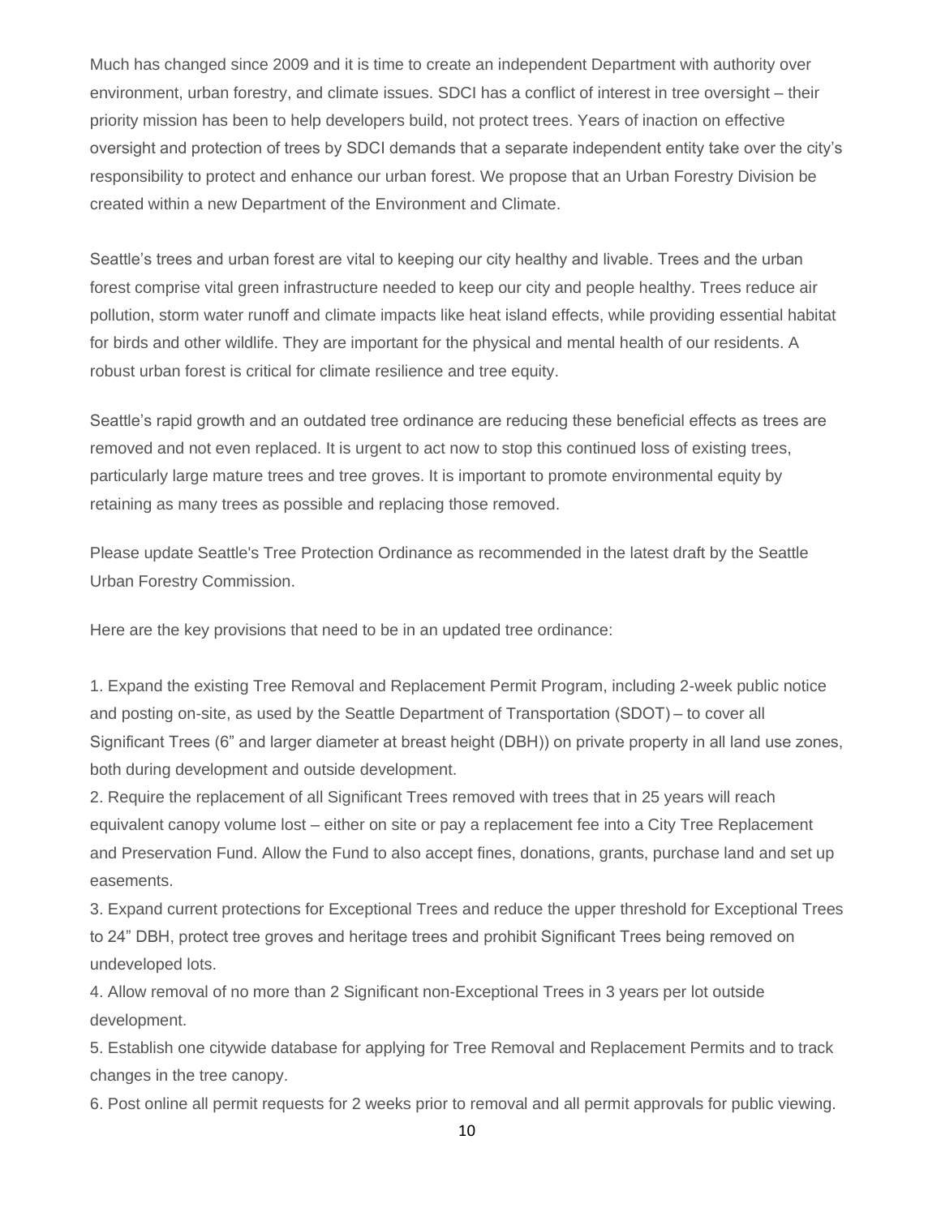Much has changed since 2009 and it is time to create an independent Department with authority over environment, urban forestry, and climate issues. SDCI has a conflict of interest in tree oversight – their priority mission has been to help developers build, not protect trees. Years of inaction on effective oversight and protection of trees by SDCI demands that a separate independent entity take over the city's responsibility to protect and enhance our urban forest. We propose that an Urban Forestry Division be created within a new Department of the Environment and Climate.

Seattle's trees and urban forest are vital to keeping our city healthy and livable. Trees and the urban forest comprise vital green infrastructure needed to keep our city and people healthy. Trees reduce air pollution, storm water runoff and climate impacts like heat island effects, while providing essential habitat for birds and other wildlife. They are important for the physical and mental health of our residents. A robust urban forest is critical for climate resilience and tree equity.

Seattle's rapid growth and an outdated tree ordinance are reducing these beneficial effects as trees are removed and not even replaced. It is urgent to act now to stop this continued loss of existing trees, particularly large mature trees and tree groves. It is important to promote environmental equity by retaining as many trees as possible and replacing those removed.

Please update Seattle's Tree Protection Ordinance as recommended in the latest draft by the Seattle Urban Forestry Commission.

Here are the key provisions that need to be in an updated tree ordinance:

1. Expand the existing Tree Removal and Replacement Permit Program, including 2-week public notice and posting on-site, as used by the Seattle Department of Transportation (SDOT) – to cover all Significant Trees (6" and larger diameter at breast height (DBH)) on private property in all land use zones, both during development and outside development.
2. Require the replacement of all Significant Trees removed with trees that in 25 years will reach equivalent canopy volume lost – either on site or pay a replacement fee into a City Tree Replacement and Preservation Fund. Allow the Fund to also accept fines, donations, grants, purchase land and set up easements.
3. Expand current protections for Exceptional Trees and reduce the upper threshold for Exceptional Trees to 24" DBH, protect tree groves and heritage trees and prohibit Significant Trees being removed on undeveloped lots.
4. Allow removal of no more than 2 Significant non-Exceptional Trees in 3 years per lot outside development.
5. Establish one citywide database for applying for Tree Removal and Replacement Permits and to track changes in the tree canopy.
6. Post online all permit requests for 2 weeks prior to removal and all permit approvals for public viewing.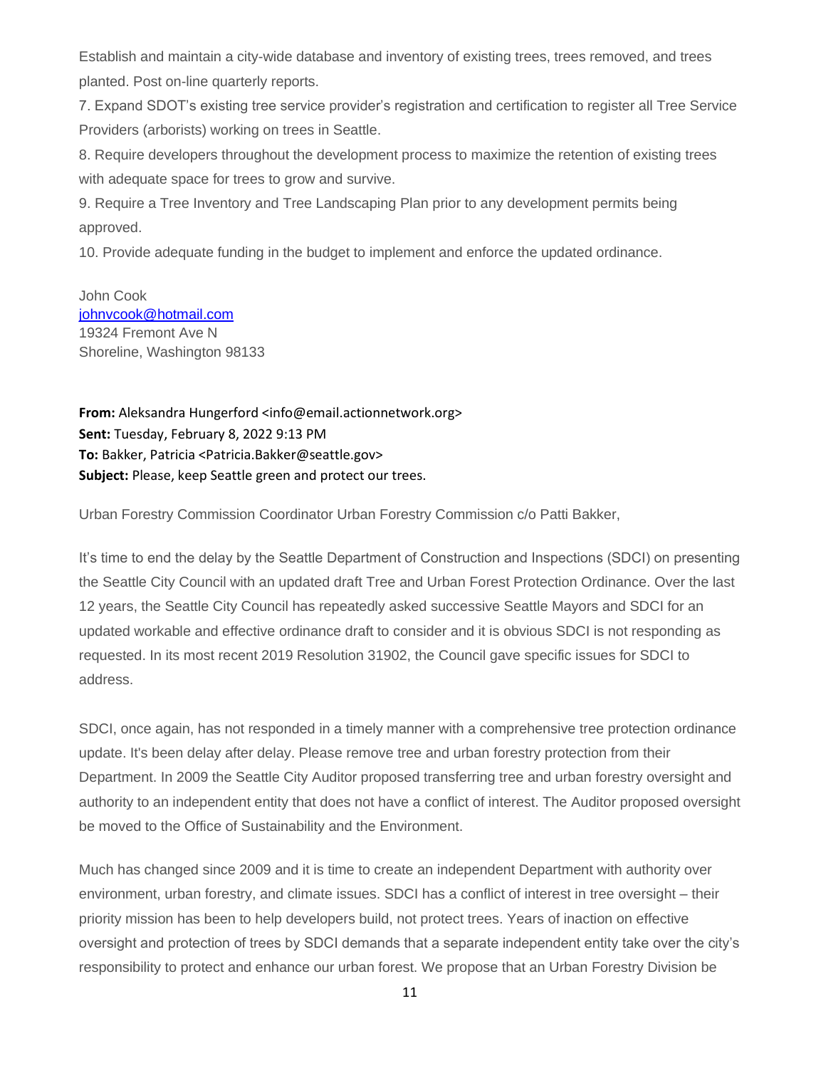Establish and maintain a city-wide database and inventory of existing trees, trees removed, and trees planted. Post on-line quarterly reports.

7. Expand SDOT's existing tree service provider's registration and certification to register all Tree Service Providers (arborists) working on trees in Seattle.

8. Require developers throughout the development process to maximize the retention of existing trees with adequate space for trees to grow and survive.

9. Require a Tree Inventory and Tree Landscaping Plan prior to any development permits being approved.

10. Provide adequate funding in the budget to implement and enforce the updated ordinance.

John Cook
johnvcook@hotmail.com
19324 Fremont Ave N
Shoreline, Washington 98133

**From:** Aleksandra Hungerford <info@email.actionnetwork.org>
**Sent:** Tuesday, February 8, 2022 9:13 PM
**To:** Bakker, Patricia <Patricia.Bakker@seattle.gov>
**Subject:** Please, keep Seattle green and protect our trees.

Urban Forestry Commission Coordinator Urban Forestry Commission c/o Patti Bakker,

It's time to end the delay by the Seattle Department of Construction and Inspections (SDCI) on presenting the Seattle City Council with an updated draft Tree and Urban Forest Protection Ordinance. Over the last 12 years, the Seattle City Council has repeatedly asked successive Seattle Mayors and SDCI for an updated workable and effective ordinance draft to consider and it is obvious SDCI is not responding as requested. In its most recent 2019 Resolution 31902, the Council gave specific issues for SDCI to address.

SDCI, once again, has not responded in a timely manner with a comprehensive tree protection ordinance update. It's been delay after delay. Please remove tree and urban forestry protection from their Department. In 2009 the Seattle City Auditor proposed transferring tree and urban forestry oversight and authority to an independent entity that does not have a conflict of interest. The Auditor proposed oversight be moved to the Office of Sustainability and the Environment.

Much has changed since 2009 and it is time to create an independent Department with authority over environment, urban forestry, and climate issues. SDCI has a conflict of interest in tree oversight – their priority mission has been to help developers build, not protect trees. Years of inaction on effective oversight and protection of trees by SDCI demands that a separate independent entity take over the city's responsibility to protect and enhance our urban forest. We propose that an Urban Forestry Division be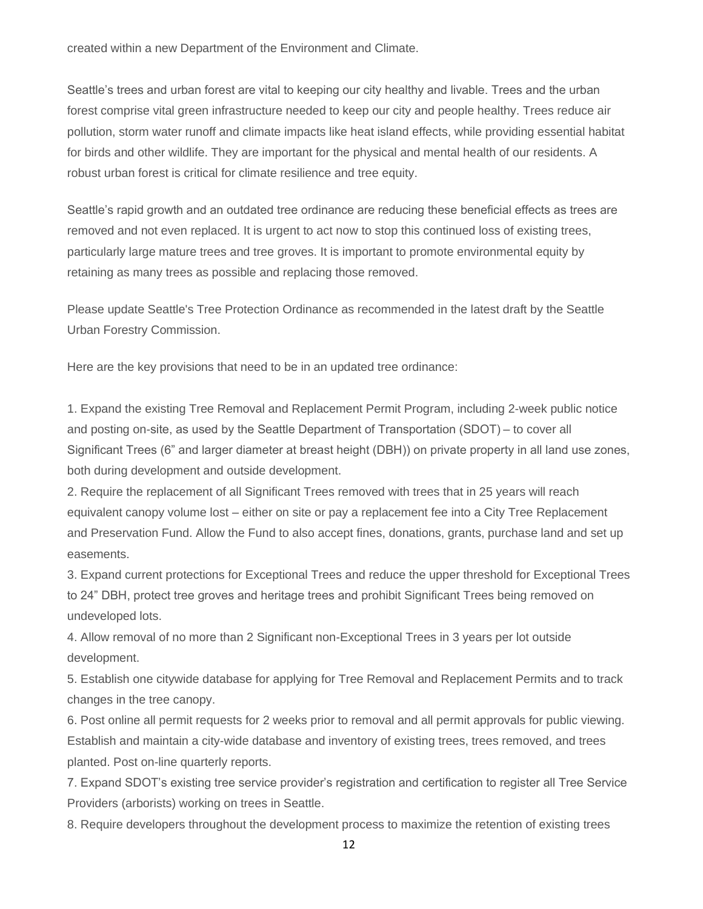created within a new Department of the Environment and Climate.

Seattle's trees and urban forest are vital to keeping our city healthy and livable. Trees and the urban forest comprise vital green infrastructure needed to keep our city and people healthy. Trees reduce air pollution, storm water runoff and climate impacts like heat island effects, while providing essential habitat for birds and other wildlife. They are important for the physical and mental health of our residents. A robust urban forest is critical for climate resilience and tree equity.

Seattle's rapid growth and an outdated tree ordinance are reducing these beneficial effects as trees are removed and not even replaced. It is urgent to act now to stop this continued loss of existing trees, particularly large mature trees and tree groves. It is important to promote environmental equity by retaining as many trees as possible and replacing those removed.

Please update Seattle's Tree Protection Ordinance as recommended in the latest draft by the Seattle Urban Forestry Commission.

Here are the key provisions that need to be in an updated tree ordinance:

1. Expand the existing Tree Removal and Replacement Permit Program, including 2-week public notice and posting on-site, as used by the Seattle Department of Transportation (SDOT) – to cover all Significant Trees (6" and larger diameter at breast height (DBH)) on private property in all land use zones, both during development and outside development.
2. Require the replacement of all Significant Trees removed with trees that in 25 years will reach equivalent canopy volume lost – either on site or pay a replacement fee into a City Tree Replacement and Preservation Fund. Allow the Fund to also accept fines, donations, grants, purchase land and set up easements.
3. Expand current protections for Exceptional Trees and reduce the upper threshold for Exceptional Trees to 24" DBH, protect tree groves and heritage trees and prohibit Significant Trees being removed on undeveloped lots.
4. Allow removal of no more than 2 Significant non-Exceptional Trees in 3 years per lot outside development.
5. Establish one citywide database for applying for Tree Removal and Replacement Permits and to track changes in the tree canopy.
6. Post online all permit requests for 2 weeks prior to removal and all permit approvals for public viewing. Establish and maintain a city-wide database and inventory of existing trees, trees removed, and trees planted. Post on-line quarterly reports.
7. Expand SDOT's existing tree service provider's registration and certification to register all Tree Service Providers (arborists) working on trees in Seattle.
8. Require developers throughout the development process to maximize the retention of existing trees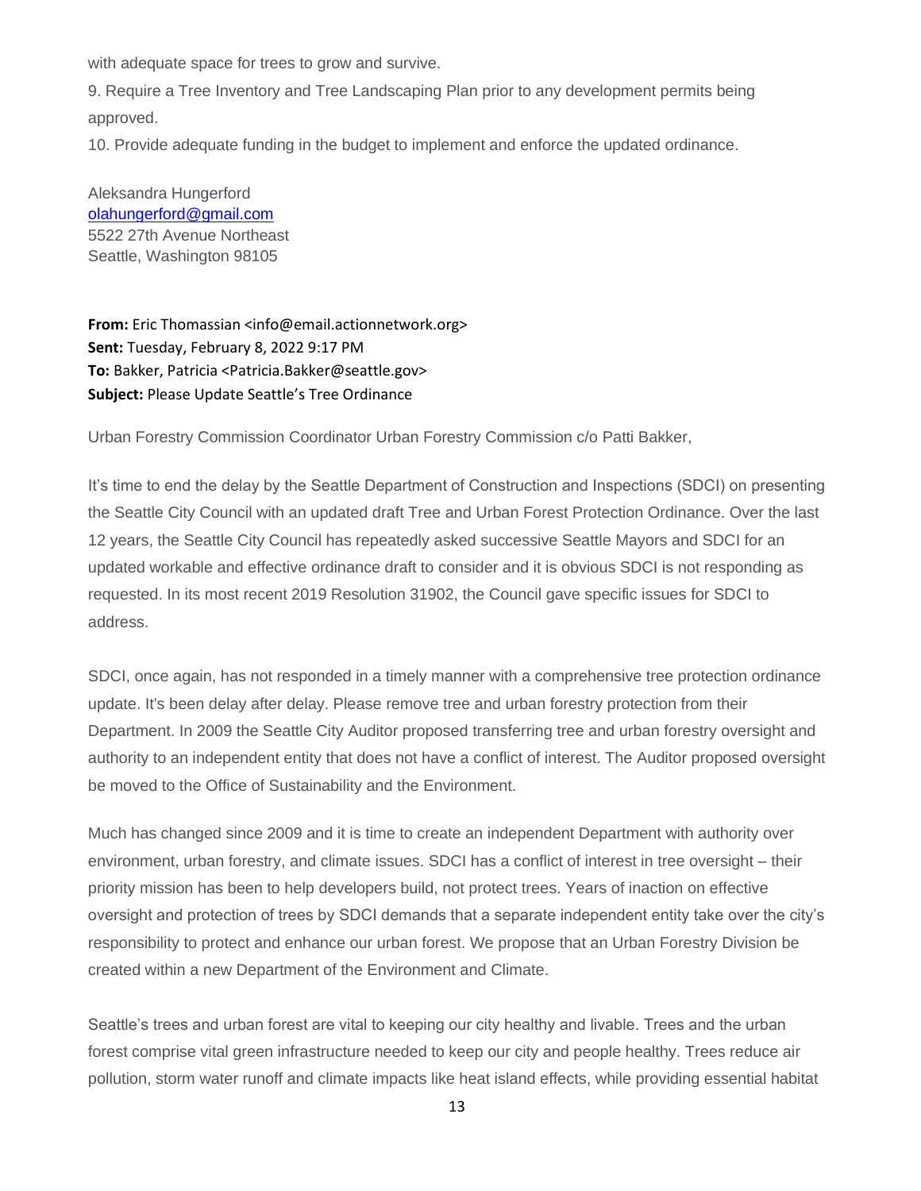with adequate space for trees to grow and survive.

9. Require a Tree Inventory and Tree Landscaping Plan prior to any development permits being approved.

10. Provide adequate funding in the budget to implement and enforce the updated ordinance.

Aleksandra Hungerford
olahungerford@gmail.com
5522 27th Avenue Northeast
Seattle, Washington 98105

**From:** Eric Thomassian <info@email.actionnetwork.org>
**Sent:** Tuesday, February 8, 2022 9:17 PM
**To:** Bakker, Patricia <Patricia.Bakker@seattle.gov>
**Subject:** Please Update Seattle's Tree Ordinance

Urban Forestry Commission Coordinator Urban Forestry Commission c/o Patti Bakker,

It's time to end the delay by the Seattle Department of Construction and Inspections (SDCI) on presenting the Seattle City Council with an updated draft Tree and Urban Forest Protection Ordinance. Over the last 12 years, the Seattle City Council has repeatedly asked successive Seattle Mayors and SDCI for an updated workable and effective ordinance draft to consider and it is obvious SDCI is not responding as requested. In its most recent 2019 Resolution 31902, the Council gave specific issues for SDCI to address.

SDCI, once again, has not responded in a timely manner with a comprehensive tree protection ordinance update. It's been delay after delay. Please remove tree and urban forestry protection from their Department. In 2009 the Seattle City Auditor proposed transferring tree and urban forestry oversight and authority to an independent entity that does not have a conflict of interest. The Auditor proposed oversight be moved to the Office of Sustainability and the Environment.

Much has changed since 2009 and it is time to create an independent Department with authority over environment, urban forestry, and climate issues. SDCI has a conflict of interest in tree oversight – their priority mission has been to help developers build, not protect trees. Years of inaction on effective oversight and protection of trees by SDCI demands that a separate independent entity take over the city's responsibility to protect and enhance our urban forest. We propose that an Urban Forestry Division be created within a new Department of the Environment and Climate.

Seattle's trees and urban forest are vital to keeping our city healthy and livable. Trees and the urban forest comprise vital green infrastructure needed to keep our city and people healthy. Trees reduce air pollution, storm water runoff and climate impacts like heat island effects, while providing essential habitat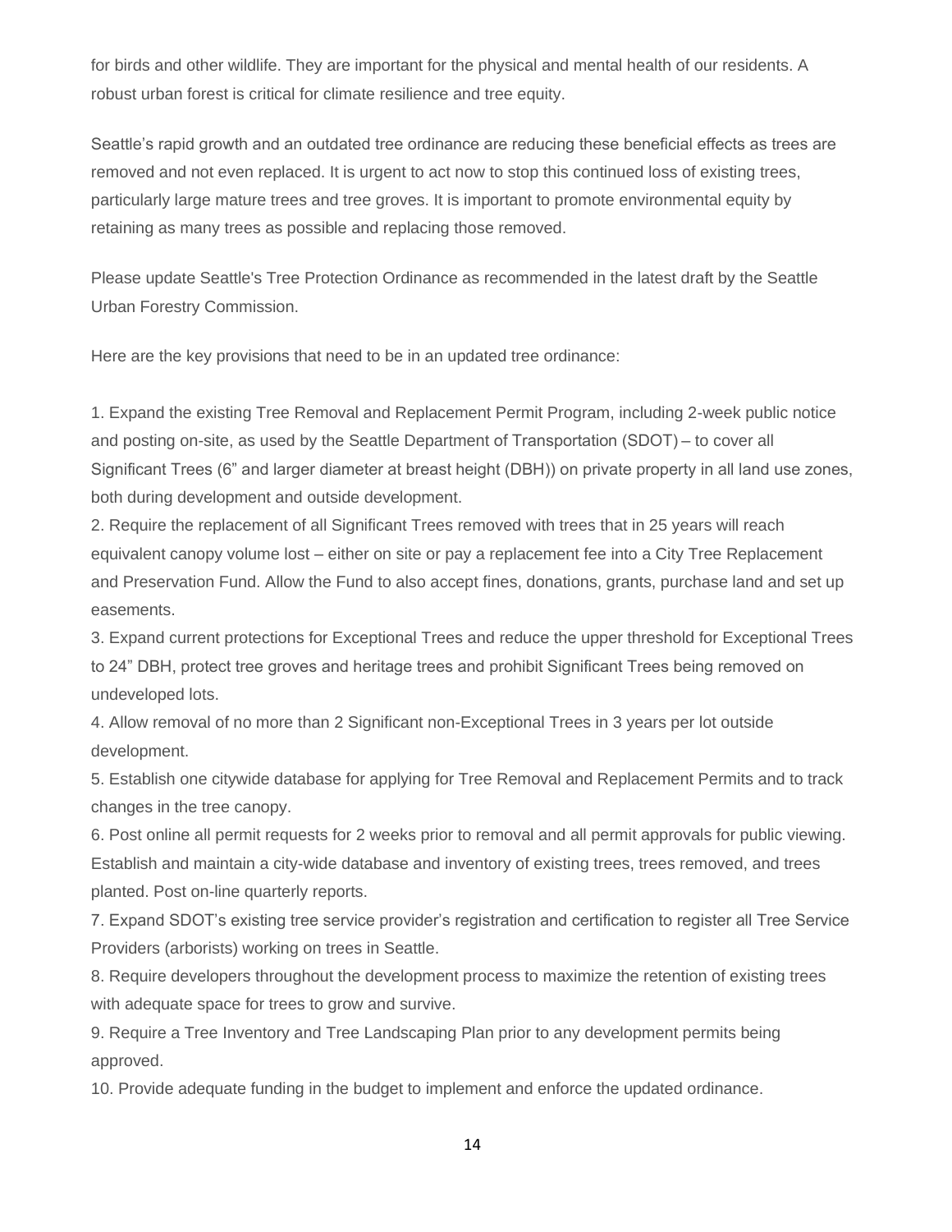for birds and other wildlife. They are important for the physical and mental health of our residents. A robust urban forest is critical for climate resilience and tree equity.

Seattle's rapid growth and an outdated tree ordinance are reducing these beneficial effects as trees are removed and not even replaced. It is urgent to act now to stop this continued loss of existing trees, particularly large mature trees and tree groves. It is important to promote environmental equity by retaining as many trees as possible and replacing those removed.

Please update Seattle's Tree Protection Ordinance as recommended in the latest draft by the Seattle Urban Forestry Commission.

Here are the key provisions that need to be in an updated tree ordinance:

1. Expand the existing Tree Removal and Replacement Permit Program, including 2-week public notice and posting on-site, as used by the Seattle Department of Transportation (SDOT) – to cover all Significant Trees (6" and larger diameter at breast height (DBH)) on private property in all land use zones, both during development and outside development.
2. Require the replacement of all Significant Trees removed with trees that in 25 years will reach equivalent canopy volume lost – either on site or pay a replacement fee into a City Tree Replacement and Preservation Fund. Allow the Fund to also accept fines, donations, grants, purchase land and set up easements.
3. Expand current protections for Exceptional Trees and reduce the upper threshold for Exceptional Trees to 24" DBH, protect tree groves and heritage trees and prohibit Significant Trees being removed on undeveloped lots.
4. Allow removal of no more than 2 Significant non-Exceptional Trees in 3 years per lot outside development.
5. Establish one citywide database for applying for Tree Removal and Replacement Permits and to track changes in the tree canopy.
6. Post online all permit requests for 2 weeks prior to removal and all permit approvals for public viewing. Establish and maintain a city-wide database and inventory of existing trees, trees removed, and trees planted. Post on-line quarterly reports.
7. Expand SDOT's existing tree service provider's registration and certification to register all Tree Service Providers (arborists) working on trees in Seattle.
8. Require developers throughout the development process to maximize the retention of existing trees with adequate space for trees to grow and survive.
9. Require a Tree Inventory and Tree Landscaping Plan prior to any development permits being approved.
10. Provide adequate funding in the budget to implement and enforce the updated ordinance.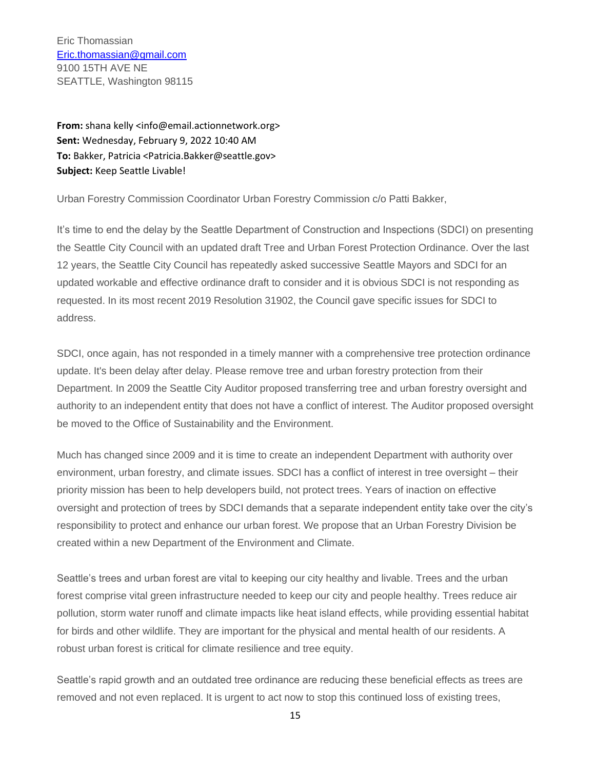Eric Thomassian
Eric.thomassian@gmail.com
9100 15TH AVE NE
SEATTLE, Washington 98115

**From:** shana kelly <info@email.actionnetwork.org>
**Sent:** Wednesday, February 9, 2022 10:40 AM
**To:** Bakker, Patricia <Patricia.Bakker@seattle.gov>
**Subject:** Keep Seattle Livable!

Urban Forestry Commission Coordinator Urban Forestry Commission c/o Patti Bakker,

It's time to end the delay by the Seattle Department of Construction and Inspections (SDCI) on presenting the Seattle City Council with an updated draft Tree and Urban Forest Protection Ordinance. Over the last 12 years, the Seattle City Council has repeatedly asked successive Seattle Mayors and SDCI for an updated workable and effective ordinance draft to consider and it is obvious SDCI is not responding as requested. In its most recent 2019 Resolution 31902, the Council gave specific issues for SDCI to address.

SDCI, once again, has not responded in a timely manner with a comprehensive tree protection ordinance update. It's been delay after delay. Please remove tree and urban forestry protection from their Department. In 2009 the Seattle City Auditor proposed transferring tree and urban forestry oversight and authority to an independent entity that does not have a conflict of interest. The Auditor proposed oversight be moved to the Office of Sustainability and the Environment.

Much has changed since 2009 and it is time to create an independent Department with authority over environment, urban forestry, and climate issues. SDCI has a conflict of interest in tree oversight – their priority mission has been to help developers build, not protect trees. Years of inaction on effective oversight and protection of trees by SDCI demands that a separate independent entity take over the city's responsibility to protect and enhance our urban forest. We propose that an Urban Forestry Division be created within a new Department of the Environment and Climate.

Seattle's trees and urban forest are vital to keeping our city healthy and livable. Trees and the urban forest comprise vital green infrastructure needed to keep our city and people healthy. Trees reduce air pollution, storm water runoff and climate impacts like heat island effects, while providing essential habitat for birds and other wildlife. They are important for the physical and mental health of our residents. A robust urban forest is critical for climate resilience and tree equity.

Seattle's rapid growth and an outdated tree ordinance are reducing these beneficial effects as trees are removed and not even replaced. It is urgent to act now to stop this continued loss of existing trees,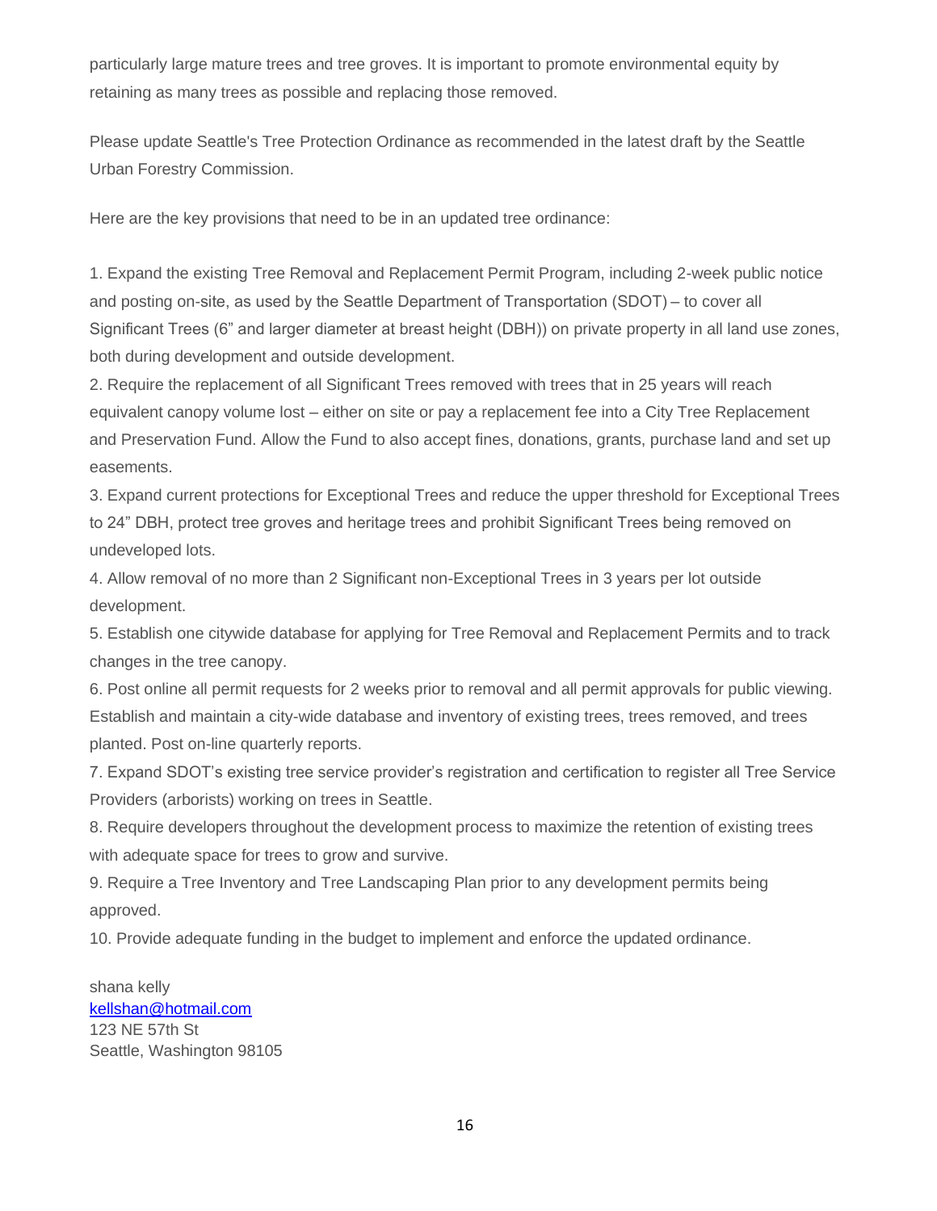particularly large mature trees and tree groves. It is important to promote environmental equity by retaining as many trees as possible and replacing those removed.

Please update Seattle's Tree Protection Ordinance as recommended in the latest draft by the Seattle Urban Forestry Commission.

Here are the key provisions that need to be in an updated tree ordinance:

1. Expand the existing Tree Removal and Replacement Permit Program, including 2-week public notice and posting on-site, as used by the Seattle Department of Transportation (SDOT) – to cover all Significant Trees (6" and larger diameter at breast height (DBH)) on private property in all land use zones, both during development and outside development.
2. Require the replacement of all Significant Trees removed with trees that in 25 years will reach equivalent canopy volume lost – either on site or pay a replacement fee into a City Tree Replacement and Preservation Fund. Allow the Fund to also accept fines, donations, grants, purchase land and set up easements.
3. Expand current protections for Exceptional Trees and reduce the upper threshold for Exceptional Trees to 24" DBH, protect tree groves and heritage trees and prohibit Significant Trees being removed on undeveloped lots.
4. Allow removal of no more than 2 Significant non-Exceptional Trees in 3 years per lot outside development.
5. Establish one citywide database for applying for Tree Removal and Replacement Permits and to track changes in the tree canopy.
6. Post online all permit requests for 2 weeks prior to removal and all permit approvals for public viewing. Establish and maintain a city-wide database and inventory of existing trees, trees removed, and trees planted. Post on-line quarterly reports.
7. Expand SDOT's existing tree service provider's registration and certification to register all Tree Service Providers (arborists) working on trees in Seattle.
8. Require developers throughout the development process to maximize the retention of existing trees with adequate space for trees to grow and survive.
9. Require a Tree Inventory and Tree Landscaping Plan prior to any development permits being approved.
10. Provide adequate funding in the budget to implement and enforce the updated ordinance.

shana kelly
kellshan@hotmail.com
123 NE 57th St
Seattle, Washington 98105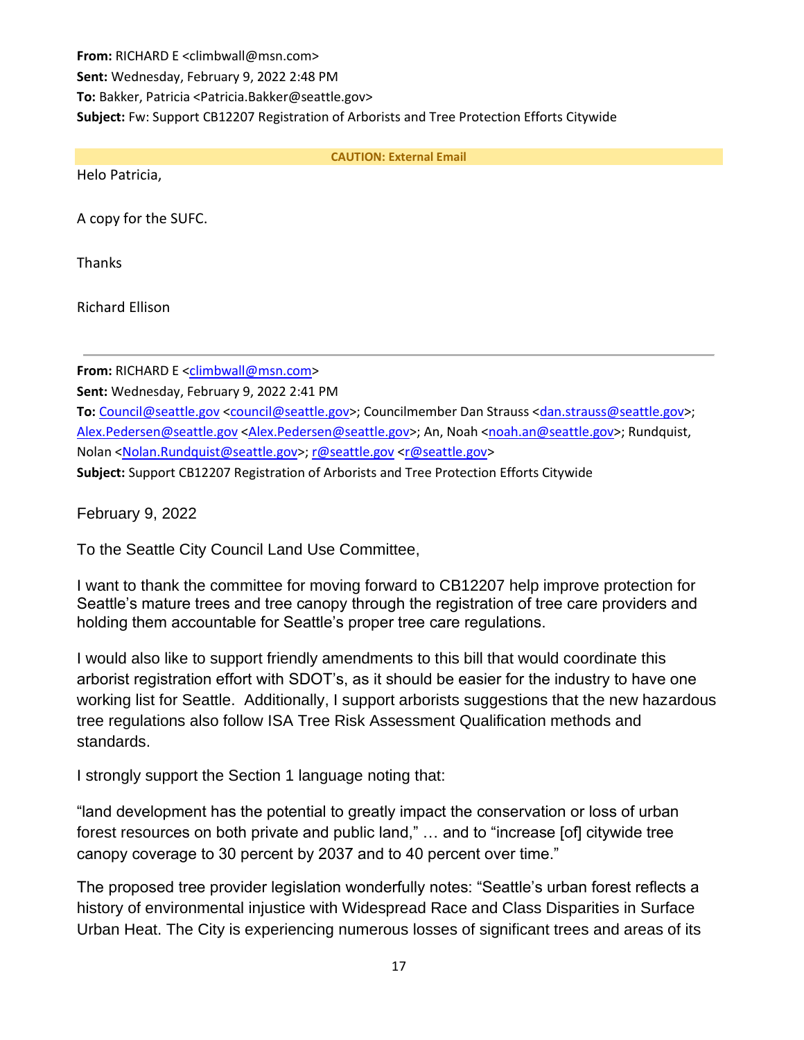**From:** RICHARD E <climbwall@msn.com>
**Sent:** Wednesday, February 9, 2022 2:48 PM
**To:** Bakker, Patricia <Patricia.Bakker@seattle.gov>
**Subject:** Fw: Support CB12207 Registration of Arborists and Tree Protection Efforts Citywide

**CAUTION: External Email**

Helo Patricia,

A copy for the SUFC.

Thanks

Richard Ellison

---

**From:** RICHARD E <climbwall@msn.com>
**Sent:** Wednesday, February 9, 2022 2:41 PM
**To:** Council@seattle.gov <council@seattle.gov>; Councilmember Dan Strauss <dan.strauss@seattle.gov>; Alex.Pedersen@seattle.gov <Alex.Pedersen@seattle.gov>; An, Noah <noah.an@seattle.gov>; Rundquist, Nolan <Nolan.Rundquist@seattle.gov>; r@seattle.gov <r@seattle.gov>
**Subject:** Support CB12207 Registration of Arborists and Tree Protection Efforts Citywide

February 9, 2022

To the Seattle City Council Land Use Committee,

I want to thank the committee for moving forward to CB12207 help improve protection for Seattle's mature trees and tree canopy through the registration of tree care providers and holding them accountable for Seattle's proper tree care regulations.

I would also like to support friendly amendments to this bill that would coordinate this arborist registration effort with SDOT's, as it should be easier for the industry to have one working list for Seattle. Additionally, I support arborists suggestions that the new hazardous tree regulations also follow ISA Tree Risk Assessment Qualification methods and standards.

I strongly support the Section 1 language noting that:

"land development has the potential to greatly impact the conservation or loss of urban forest resources on both private and public land," … and to "increase [of] citywide tree canopy coverage to 30 percent by 2037 and to 40 percent over time."

The proposed tree provider legislation wonderfully notes: "Seattle's urban forest reflects a history of environmental injustice with Widespread Race and Class Disparities in Surface Urban Heat. The City is experiencing numerous losses of significant trees and areas of its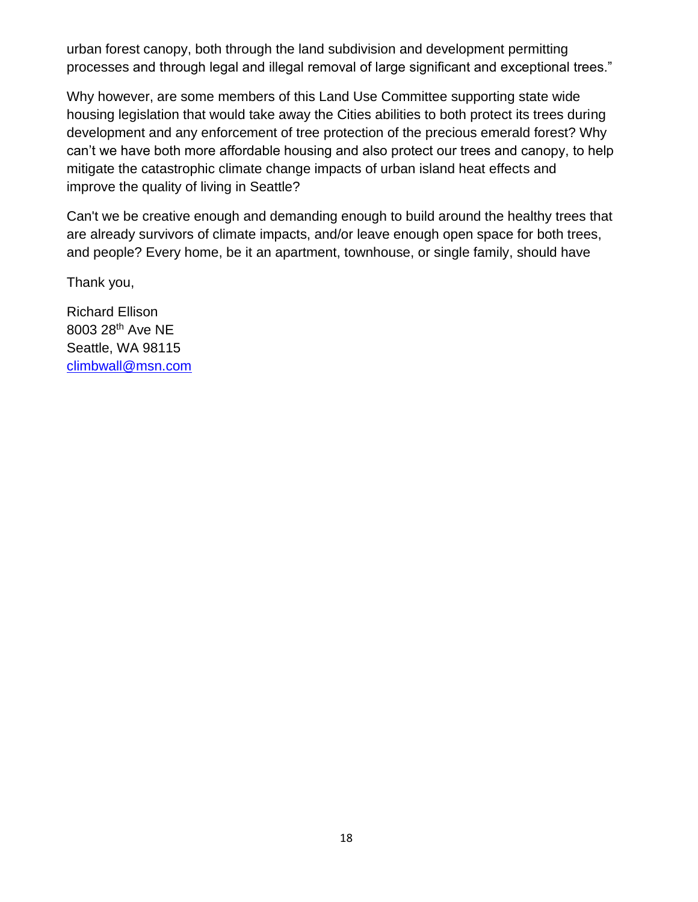urban forest canopy, both through the land subdivision and development permitting processes and through legal and illegal removal of large significant and exceptional trees."

Why however, are some members of this Land Use Committee supporting state wide housing legislation that would take away the Cities abilities to both protect its trees during development and any enforcement of tree protection of the precious emerald forest? Why can't we have both more affordable housing and also protect our trees and canopy, to help mitigate the catastrophic climate change impacts of urban island heat effects and improve the quality of living in Seattle?

Can't we be creative enough and demanding enough to build around the healthy trees that are already survivors of climate impacts, and/or leave enough open space for both trees, and people? Every home, be it an apartment, townhouse, or single family, should have

Thank you,

Richard Ellison
8003 28th Ave NE
Seattle, WA 98115
climbwall@msn.com